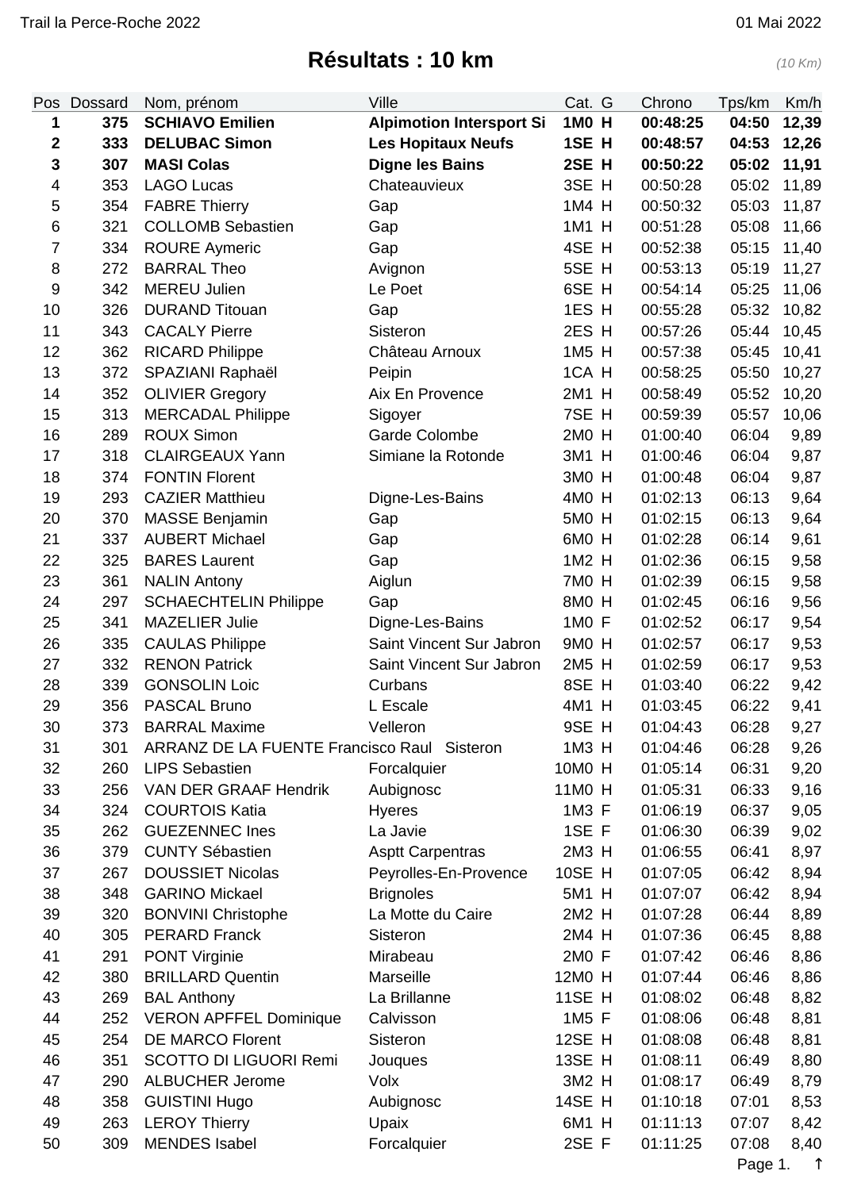Trail la Perce-Roche 2022

01 Mai 2022

# Résultats : 10 km

*(10 Km)*

| Pos | Dossard | Nom, prénom | Ville | Cat. | G | Chrono | Tps/km | Km/h |
|---|---|---|---|---|---|---|---|---|
| **1** | **375** | **SCHIAVO Emilien** | **Alpimotion Intersport Si** | **1M0** | **H** | **00:48:25** | **04:50** | **12,39** |
| **2** | **333** | **DELUBAC Simon** | **Les Hopitaux Neufs** | **1SE** | **H** | **00:48:57** | **04:53** | **12,26** |
| **3** | **307** | **MASI Colas** | **Digne les Bains** | **2SE** | **H** | **00:50:22** | **05:02** | **11,91** |
| 4 | 353 | LAGO Lucas | Chateauvieux | 3SE | H | 00:50:28 | 05:02 | 11,89 |
| 5 | 354 | FABRE Thierry | Gap | 1M4 | H | 00:50:32 | 05:03 | 11,87 |
| 6 | 321 | COLLOMB Sebastien | Gap | 1M1 | H | 00:51:28 | 05:08 | 11,66 |
| 7 | 334 | ROURE Aymeric | Gap | 4SE | H | 00:52:38 | 05:15 | 11,40 |
| 8 | 272 | BARRAL Theo | Avignon | 5SE | H | 00:53:13 | 05:19 | 11,27 |
| 9 | 342 | MEREU Julien | Le Poet | 6SE | H | 00:54:14 | 05:25 | 11,06 |
| 10 | 326 | DURAND Titouan | Gap | 1ES | H | 00:55:28 | 05:32 | 10,82 |
| 11 | 343 | CACALY Pierre | Sisteron | 2ES | H | 00:57:26 | 05:44 | 10,45 |
| 12 | 362 | RICARD Philippe | Château Arnoux | 1M5 | H | 00:57:38 | 05:45 | 10,41 |
| 13 | 372 | SPAZIANI Raphaël | Peipin | 1CA | H | 00:58:25 | 05:50 | 10,27 |
| 14 | 352 | OLIVIER Gregory | Aix En Provence | 2M1 | H | 00:58:49 | 05:52 | 10,20 |
| 15 | 313 | MERCADAL Philippe | Sigoyer | 7SE | H | 00:59:39 | 05:57 | 10,06 |
| 16 | 289 | ROUX Simon | Garde Colombe | 2M0 | H | 01:00:40 | 06:04 | 9,89 |
| 17 | 318 | CLAIRGEAUX Yann | Simiane la Rotonde | 3M1 | H | 01:00:46 | 06:04 | 9,87 |
| 18 | 374 | FONTIN Florent | | 3M0 | H | 01:00:48 | 06:04 | 9,87 |
| 19 | 293 | CAZIER Matthieu | Digne-Les-Bains | 4M0 | H | 01:02:13 | 06:13 | 9,64 |
| 20 | 370 | MASSE Benjamin | Gap | 5M0 | H | 01:02:15 | 06:13 | 9,64 |
| 21 | 337 | AUBERT Michael | Gap | 6M0 | H | 01:02:28 | 06:14 | 9,61 |
| 22 | 325 | BARES Laurent | Gap | 1M2 | H | 01:02:36 | 06:15 | 9,58 |
| 23 | 361 | NALIN Antony | Aiglun | 7M0 | H | 01:02:39 | 06:15 | 9,58 |
| 24 | 297 | SCHAECHTELIN Philippe | Gap | 8M0 | H | 01:02:45 | 06:16 | 9,56 |
| 25 | 341 | MAZELIER Julie | Digne-Les-Bains | 1M0 | F | 01:02:52 | 06:17 | 9,54 |
| 26 | 335 | CAULAS Philippe | Saint Vincent Sur Jabron | 9M0 | H | 01:02:57 | 06:17 | 9,53 |
| 27 | 332 | RENON Patrick | Saint Vincent Sur Jabron | 2M5 | H | 01:02:59 | 06:17 | 9,53 |
| 28 | 339 | GONSOLIN Loic | Curbans | 8SE | H | 01:03:40 | 06:22 | 9,42 |
| 29 | 356 | PASCAL Bruno | L Escale | 4M1 | H | 01:03:45 | 06:22 | 9,41 |
| 30 | 373 | BARRAL Maxime | Velleron | 9SE | H | 01:04:43 | 06:28 | 9,27 |
| 31 | 301 | ARRANZ DE LA FUENTE Francisco Raul | Sisteron | 1M3 | H | 01:04:46 | 06:28 | 9,26 |
| 32 | 260 | LIPS Sebastien | Forcalquier | 10M0 | H | 01:05:14 | 06:31 | 9,20 |
| 33 | 256 | VAN DER GRAAF Hendrik | Aubignosc | 11M0 | H | 01:05:31 | 06:33 | 9,16 |
| 34 | 324 | COURTOIS Katia | Hyeres | 1M3 | F | 01:06:19 | 06:37 | 9,05 |
| 35 | 262 | GUEZENNEC Ines | La Javie | 1SE | F | 01:06:30 | 06:39 | 9,02 |
| 36 | 379 | CUNTY Sébastien | Asptt Carpentras | 2M3 | H | 01:06:55 | 06:41 | 8,97 |
| 37 | 267 | DOUSSIET Nicolas | Peyrolles-En-Provence | 10SE | H | 01:07:05 | 06:42 | 8,94 |
| 38 | 348 | GARINO Mickael | Brignoles | 5M1 | H | 01:07:07 | 06:42 | 8,94 |
| 39 | 320 | BONVINI Christophe | La Motte du Caire | 2M2 | H | 01:07:28 | 06:44 | 8,89 |
| 40 | 305 | PERARD Franck | Sisteron | 2M4 | H | 01:07:36 | 06:45 | 8,88 |
| 41 | 291 | PONT Virginie | Mirabeau | 2M0 | F | 01:07:42 | 06:46 | 8,86 |
| 42 | 380 | BRILLARD Quentin | Marseille | 12M0 | H | 01:07:44 | 06:46 | 8,86 |
| 43 | 269 | BAL Anthony | La Brillanne | 11SE | H | 01:08:02 | 06:48 | 8,82 |
| 44 | 252 | VERON APFFEL Dominique | Calvisson | 1M5 | F | 01:08:06 | 06:48 | 8,81 |
| 45 | 254 | DE MARCO Florent | Sisteron | 12SE | H | 01:08:08 | 06:48 | 8,81 |
| 46 | 351 | SCOTTO DI LIGUORI Remi | Jouques | 13SE | H | 01:08:11 | 06:49 | 8,80 |
| 47 | 290 | ALBUCHER Jerome | Volx | 3M2 | H | 01:08:17 | 06:49 | 8,79 |
| 48 | 358 | GUISTINI Hugo | Aubignosc | 14SE | H | 01:10:18 | 07:01 | 8,53 |
| 49 | 263 | LEROY Thierry | Upaix | 6M1 | H | 01:11:13 | 07:07 | 8,42 |
| 50 | 309 | MENDES Isabel | Forcalquier | 2SE | F | 01:11:25 | 07:08 | 8,40 |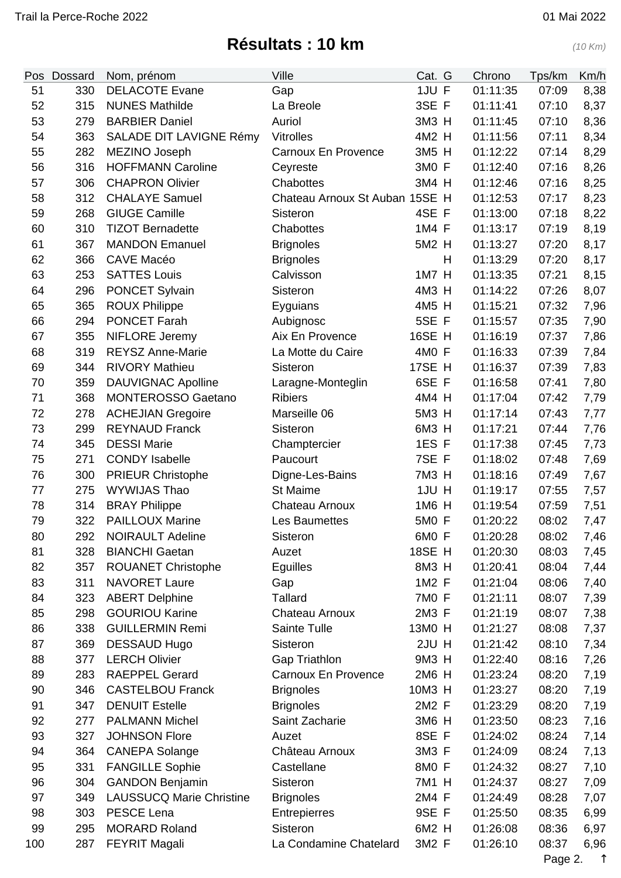## Résultats : 10 km

*(10 Km)*

| Pos | Dossard | Nom, prénom | Ville | Cat. | G | Chrono | Tps/km | Km/h |
|---|---|---|---|---|---|---|---|---|
| 51 | 330 | DELACOTE Evane | Gap | 1JU | F | 01:11:35 | 07:09 | 8,38 |
| 52 | 315 | NUNES Mathilde | La Breole | 3SE | F | 01:11:41 | 07:10 | 8,37 |
| 53 | 279 | BARBIER Daniel | Auriol | 3M3 | H | 01:11:45 | 07:10 | 8,36 |
| 54 | 363 | SALADE DIT LAVIGNE Rémy | Vitrolles | 4M2 | H | 01:11:56 | 07:11 | 8,34 |
| 55 | 282 | MEZINO Joseph | Carnoux En Provence | 3M5 | H | 01:12:22 | 07:14 | 8,29 |
| 56 | 316 | HOFFMANN Caroline | Ceyreste | 3M0 | F | 01:12:40 | 07:16 | 8,26 |
| 57 | 306 | CHAPRON Olivier | Chabottes | 3M4 | H | 01:12:46 | 07:16 | 8,25 |
| 58 | 312 | CHALAYE Samuel | Chateau Arnoux St Auban | 15SE | H | 01:12:53 | 07:17 | 8,23 |
| 59 | 268 | GIUGE Camille | Sisteron | 4SE | F | 01:13:00 | 07:18 | 8,22 |
| 60 | 310 | TIZOT Bernadette | Chabottes | 1M4 | F | 01:13:17 | 07:19 | 8,19 |
| 61 | 367 | MANDON Emanuel | Brignoles | 5M2 | H | 01:13:27 | 07:20 | 8,17 |
| 62 | 366 | CAVE Macéo | Brignoles | | H | 01:13:29 | 07:20 | 8,17 |
| 63 | 253 | SATTES Louis | Calvisson | 1M7 | H | 01:13:35 | 07:21 | 8,15 |
| 64 | 296 | PONCET Sylvain | Sisteron | 4M3 | H | 01:14:22 | 07:26 | 8,07 |
| 65 | 365 | ROUX Philippe | Eyguians | 4M5 | H | 01:15:21 | 07:32 | 7,96 |
| 66 | 294 | PONCET Farah | Aubignosc | 5SE | F | 01:15:57 | 07:35 | 7,90 |
| 67 | 355 | NIFLORE Jeremy | Aix En Provence | 16SE | H | 01:16:19 | 07:37 | 7,86 |
| 68 | 319 | REYSZ Anne-Marie | La Motte du Caire | 4M0 | F | 01:16:33 | 07:39 | 7,84 |
| 69 | 344 | RIVORY Mathieu | Sisteron | 17SE | H | 01:16:37 | 07:39 | 7,83 |
| 70 | 359 | DAUVIGNAC Apolline | Laragne-Monteglin | 6SE | F | 01:16:58 | 07:41 | 7,80 |
| 71 | 368 | MONTEROSSO Gaetano | Ribiers | 4M4 | H | 01:17:04 | 07:42 | 7,79 |
| 72 | 278 | ACHEJIAN Gregoire | Marseille 06 | 5M3 | H | 01:17:14 | 07:43 | 7,77 |
| 73 | 299 | REYNAUD Franck | Sisteron | 6M3 | H | 01:17:21 | 07:44 | 7,76 |
| 74 | 345 | DESSI Marie | Champtercier | 1ES | F | 01:17:38 | 07:45 | 7,73 |
| 75 | 271 | CONDY Isabelle | Paucourt | 7SE | F | 01:18:02 | 07:48 | 7,69 |
| 76 | 300 | PRIEUR Christophe | Digne-Les-Bains | 7M3 | H | 01:18:16 | 07:49 | 7,67 |
| 77 | 275 | WYWIJAS Thao | St Maime | 1JU | H | 01:19:17 | 07:55 | 7,57 |
| 78 | 314 | BRAY Philippe | Chateau Arnoux | 1M6 | H | 01:19:54 | 07:59 | 7,51 |
| 79 | 322 | PAILLOUX Marine | Les Baumettes | 5M0 | F | 01:20:22 | 08:02 | 7,47 |
| 80 | 292 | NOIRAULT Adeline | Sisteron | 6M0 | F | 01:20:28 | 08:02 | 7,46 |
| 81 | 328 | BIANCHI Gaetan | Auzet | 18SE | H | 01:20:30 | 08:03 | 7,45 |
| 82 | 357 | ROUANET Christophe | Eguilles | 8M3 | H | 01:20:41 | 08:04 | 7,44 |
| 83 | 311 | NAVORET Laure | Gap | 1M2 | F | 01:21:04 | 08:06 | 7,40 |
| 84 | 323 | ABERT Delphine | Tallard | 7M0 | F | 01:21:11 | 08:07 | 7,39 |
| 85 | 298 | GOURIOU Karine | Chateau Arnoux | 2M3 | F | 01:21:19 | 08:07 | 7,38 |
| 86 | 338 | GUILLERMIN Remi | Sainte Tulle | 13M0 | H | 01:21:27 | 08:08 | 7,37 |
| 87 | 369 | DESSAUD Hugo | Sisteron | 2JU | H | 01:21:42 | 08:10 | 7,34 |
| 88 | 377 | LERCH Olivier | Gap Triathlon | 9M3 | H | 01:22:40 | 08:16 | 7,26 |
| 89 | 283 | RAEPPEL Gerard | Carnoux En Provence | 2M6 | H | 01:23:24 | 08:20 | 7,19 |
| 90 | 346 | CASTELBOU Franck | Brignoles | 10M3 | H | 01:23:27 | 08:20 | 7,19 |
| 91 | 347 | DENUIT Estelle | Brignoles | 2M2 | F | 01:23:29 | 08:20 | 7,19 |
| 92 | 277 | PALMANN Michel | Saint Zacharie | 3M6 | H | 01:23:50 | 08:23 | 7,16 |
| 93 | 327 | JOHNSON Flore | Auzet | 8SE | F | 01:24:02 | 08:24 | 7,14 |
| 94 | 364 | CANEPA Solange | Château Arnoux | 3M3 | F | 01:24:09 | 08:24 | 7,13 |
| 95 | 331 | FANGILLE Sophie | Castellane | 8M0 | F | 01:24:32 | 08:27 | 7,10 |
| 96 | 304 | GANDON Benjamin | Sisteron | 7M1 | H | 01:24:37 | 08:27 | 7,09 |
| 97 | 349 | LAUSSUCQ Marie Christine | Brignoles | 2M4 | F | 01:24:49 | 08:28 | 7,07 |
| 98 | 303 | PESCE Lena | Entrepierres | 9SE | F | 01:25:50 | 08:35 | 6,99 |
| 99 | 295 | MORARD Roland | Sisteron | 6M2 | H | 01:26:08 | 08:36 | 6,97 |
| 100 | 287 | FEYRIT Magali | La Condamine Chatelard | 3M2 | F | 01:26:10 | 08:37 | 6,96 |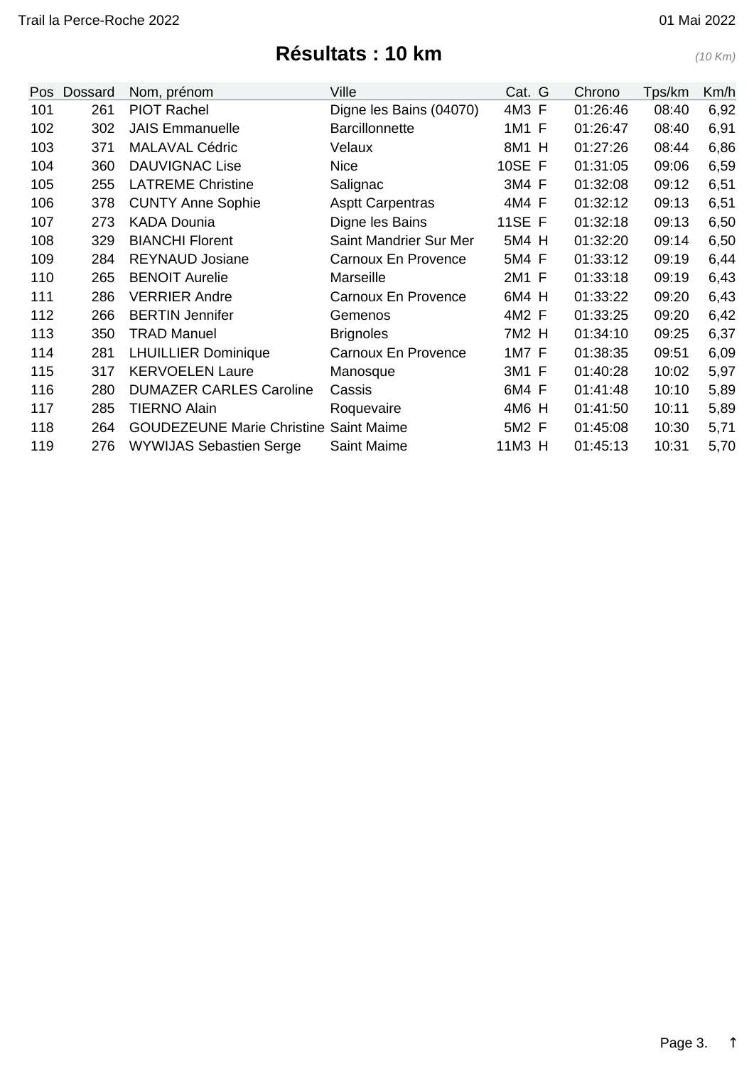# Résultats : 10 km

*(10 Km)*

| Pos | Dossard | Nom, prénom | Ville | Cat. | G | Chrono | Tps/km | Km/h |
|---|---|---|---|---|---|---|---|---|
| 101 | 261 | PIOT Rachel | Digne les Bains (04070) | 4M3 | F | 01:26:46 | 08:40 | 6,92 |
| 102 | 302 | JAIS Emmanuelle | Barcillonnette | 1M1 | F | 01:26:47 | 08:40 | 6,91 |
| 103 | 371 | MALAVAL Cédric | Velaux | 8M1 | H | 01:27:26 | 08:44 | 6,86 |
| 104 | 360 | DAUVIGNAC Lise | Nice | 10SE | F | 01:31:05 | 09:06 | 6,59 |
| 105 | 255 | LATREME Christine | Salignac | 3M4 | F | 01:32:08 | 09:12 | 6,51 |
| 106 | 378 | CUNTY Anne Sophie | Asptt Carpentras | 4M4 | F | 01:32:12 | 09:13 | 6,51 |
| 107 | 273 | KADA Dounia | Digne les Bains | 11SE | F | 01:32:18 | 09:13 | 6,50 |
| 108 | 329 | BIANCHI Florent | Saint Mandrier Sur Mer | 5M4 | H | 01:32:20 | 09:14 | 6,50 |
| 109 | 284 | REYNAUD Josiane | Carnoux En Provence | 5M4 | F | 01:33:12 | 09:19 | 6,44 |
| 110 | 265 | BENOIT Aurelie | Marseille | 2M1 | F | 01:33:18 | 09:19 | 6,43 |
| 111 | 286 | VERRIER Andre | Carnoux En Provence | 6M4 | H | 01:33:22 | 09:20 | 6,43 |
| 112 | 266 | BERTIN Jennifer | Gemenos | 4M2 | F | 01:33:25 | 09:20 | 6,42 |
| 113 | 350 | TRAD Manuel | Brignoles | 7M2 | H | 01:34:10 | 09:25 | 6,37 |
| 114 | 281 | LHUILLIER Dominique | Carnoux En Provence | 1M7 | F | 01:38:35 | 09:51 | 6,09 |
| 115 | 317 | KERVOELEN Laure | Manosque | 3M1 | F | 01:40:28 | 10:02 | 5,97 |
| 116 | 280 | DUMAZER CARLES Caroline | Cassis | 6M4 | F | 01:41:48 | 10:10 | 5,89 |
| 117 | 285 | TIERNO Alain | Roquevaire | 4M6 | H | 01:41:50 | 10:11 | 5,89 |
| 118 | 264 | GOUDEZEUNE Marie Christine | Saint Maime | 5M2 | F | 01:45:08 | 10:30 | 5,71 |
| 119 | 276 | WYWIJAS Sebastien Serge | Saint Maime | 11M3 | H | 01:45:13 | 10:31 | 5,70 |